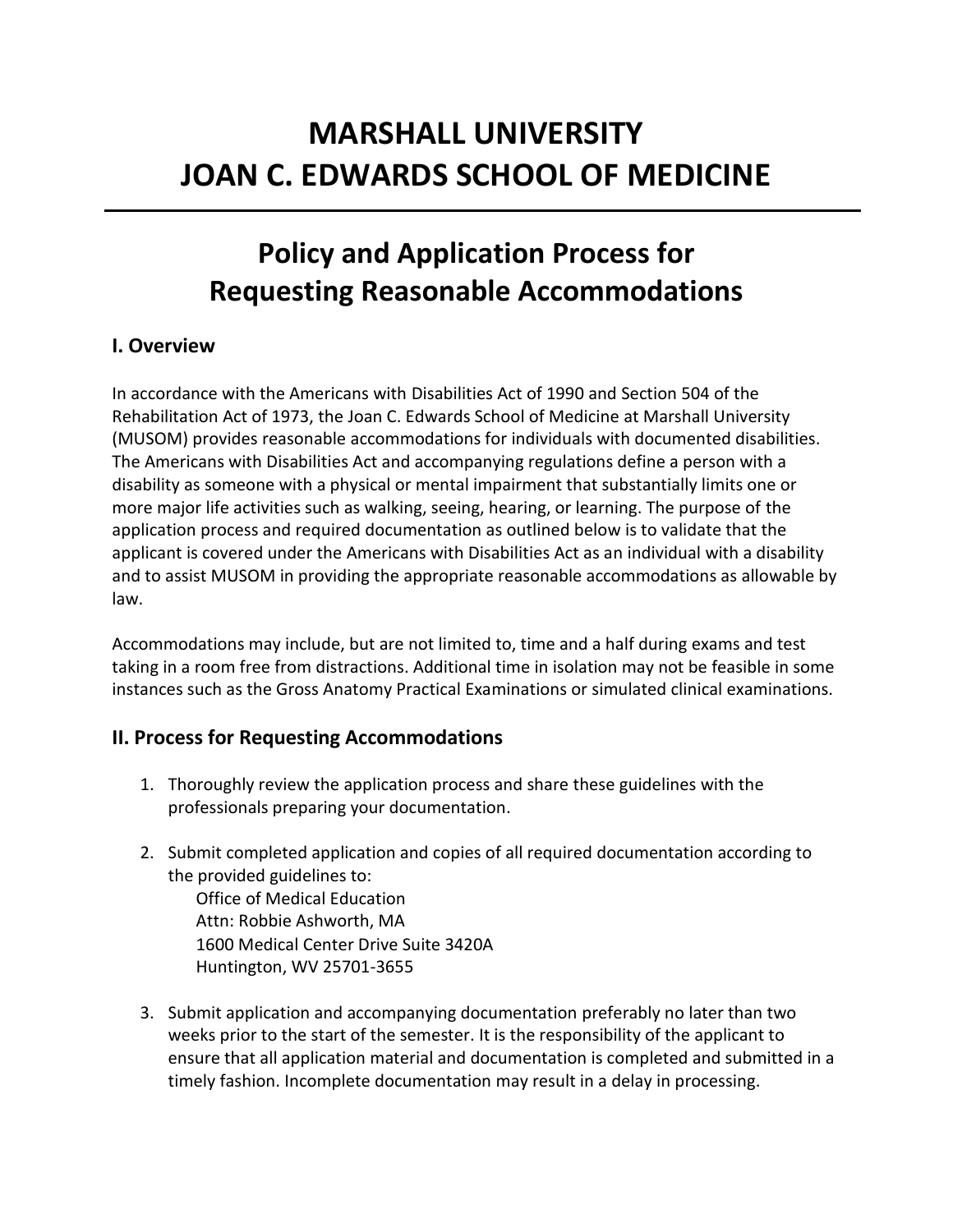# MARSHALL UNIVERSITY
# JOAN C. EDWARDS SCHOOL OF MEDICINE

---

## Policy and Application Process for Requesting Reasonable Accommodations

### I. Overview

In accordance with the Americans with Disabilities Act of 1990 and Section 504 of the Rehabilitation Act of 1973, the Joan C. Edwards School of Medicine at Marshall University (MUSOM) provides reasonable accommodations for individuals with documented disabilities. The Americans with Disabilities Act and accompanying regulations define a person with a disability as someone with a physical or mental impairment that substantially limits one or more major life activities such as walking, seeing, hearing, or learning. The purpose of the application process and required documentation as outlined below is to validate that the applicant is covered under the Americans with Disabilities Act as an individual with a disability and to assist MUSOM in providing the appropriate reasonable accommodations as allowable by law.

Accommodations may include, but are not limited to, time and a half during exams and test taking in a room free from distractions. Additional time in isolation may not be feasible in some instances such as the Gross Anatomy Practical Examinations or simulated clinical examinations.

### II. Process for Requesting Accommodations

1. Thoroughly review the application process and share these guidelines with the professionals preparing your documentation.

2. Submit completed application and copies of all required documentation according to the provided guidelines to:

   Office of Medical Education
   Attn: Robbie Ashworth, MA
   1600 Medical Center Drive Suite 3420A
   Huntington, WV 25701-3655

3. Submit application and accompanying documentation preferably no later than two weeks prior to the start of the semester. It is the responsibility of the applicant to ensure that all application material and documentation is completed and submitted in a timely fashion. Incomplete documentation may result in a delay in processing.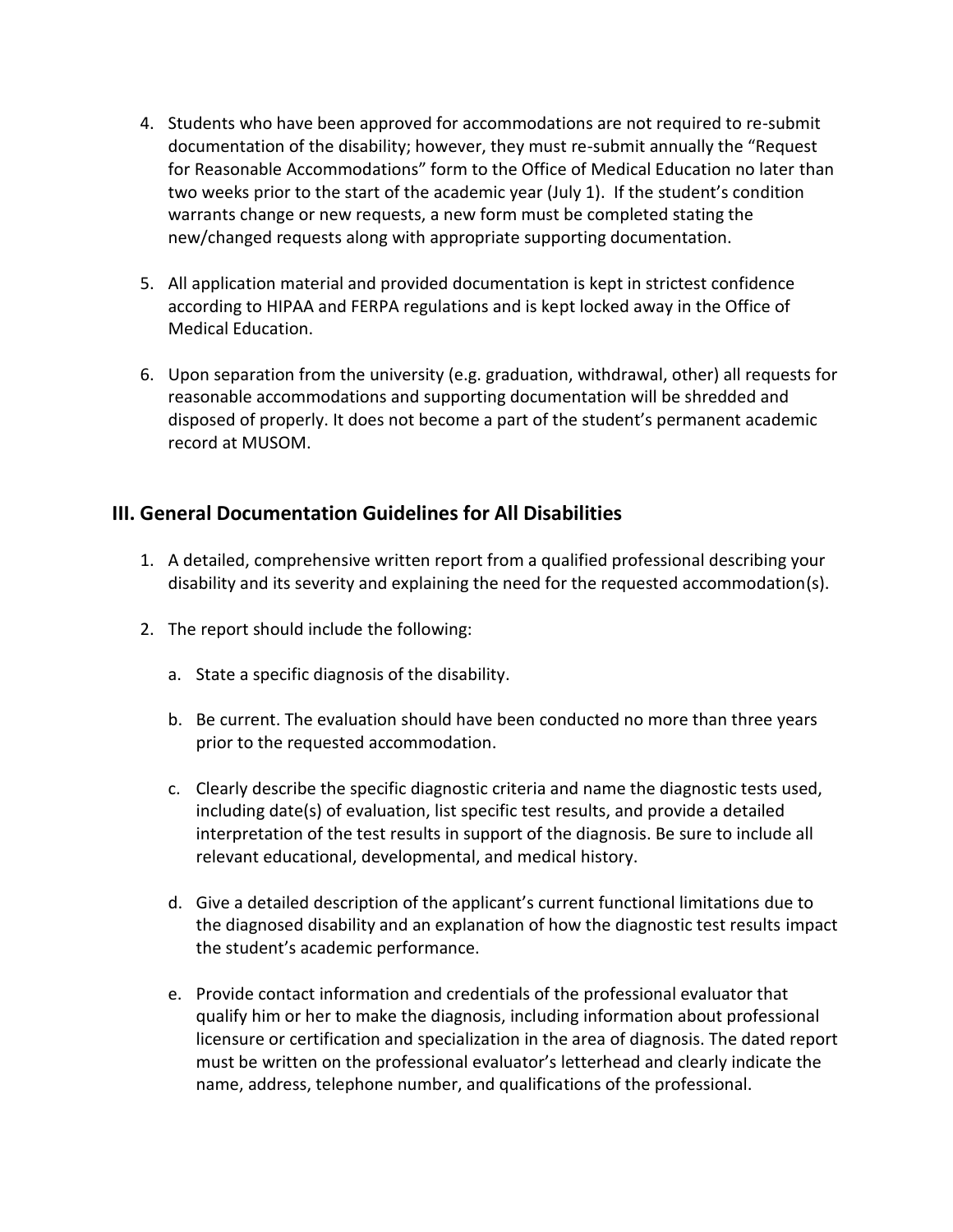4. Students who have been approved for accommodations are not required to re-submit documentation of the disability; however, they must re-submit annually the "Request for Reasonable Accommodations" form to the Office of Medical Education no later than two weeks prior to the start of the academic year (July 1). If the student's condition warrants change or new requests, a new form must be completed stating the new/changed requests along with appropriate supporting documentation.

5. All application material and provided documentation is kept in strictest confidence according to HIPAA and FERPA regulations and is kept locked away in the Office of Medical Education.

6. Upon separation from the university (e.g. graduation, withdrawal, other) all requests for reasonable accommodations and supporting documentation will be shredded and disposed of properly. It does not become a part of the student's permanent academic record at MUSOM.

## III. General Documentation Guidelines for All Disabilities

1. A detailed, comprehensive written report from a qualified professional describing your disability and its severity and explaining the need for the requested accommodation(s).

2. The report should include the following:

   a. State a specific diagnosis of the disability.

   b. Be current. The evaluation should have been conducted no more than three years prior to the requested accommodation.

   c. Clearly describe the specific diagnostic criteria and name the diagnostic tests used, including date(s) of evaluation, list specific test results, and provide a detailed interpretation of the test results in support of the diagnosis. Be sure to include all relevant educational, developmental, and medical history.

   d. Give a detailed description of the applicant's current functional limitations due to the diagnosed disability and an explanation of how the diagnostic test results impact the student's academic performance.

   e. Provide contact information and credentials of the professional evaluator that qualify him or her to make the diagnosis, including information about professional licensure or certification and specialization in the area of diagnosis. The dated report must be written on the professional evaluator's letterhead and clearly indicate the name, address, telephone number, and qualifications of the professional.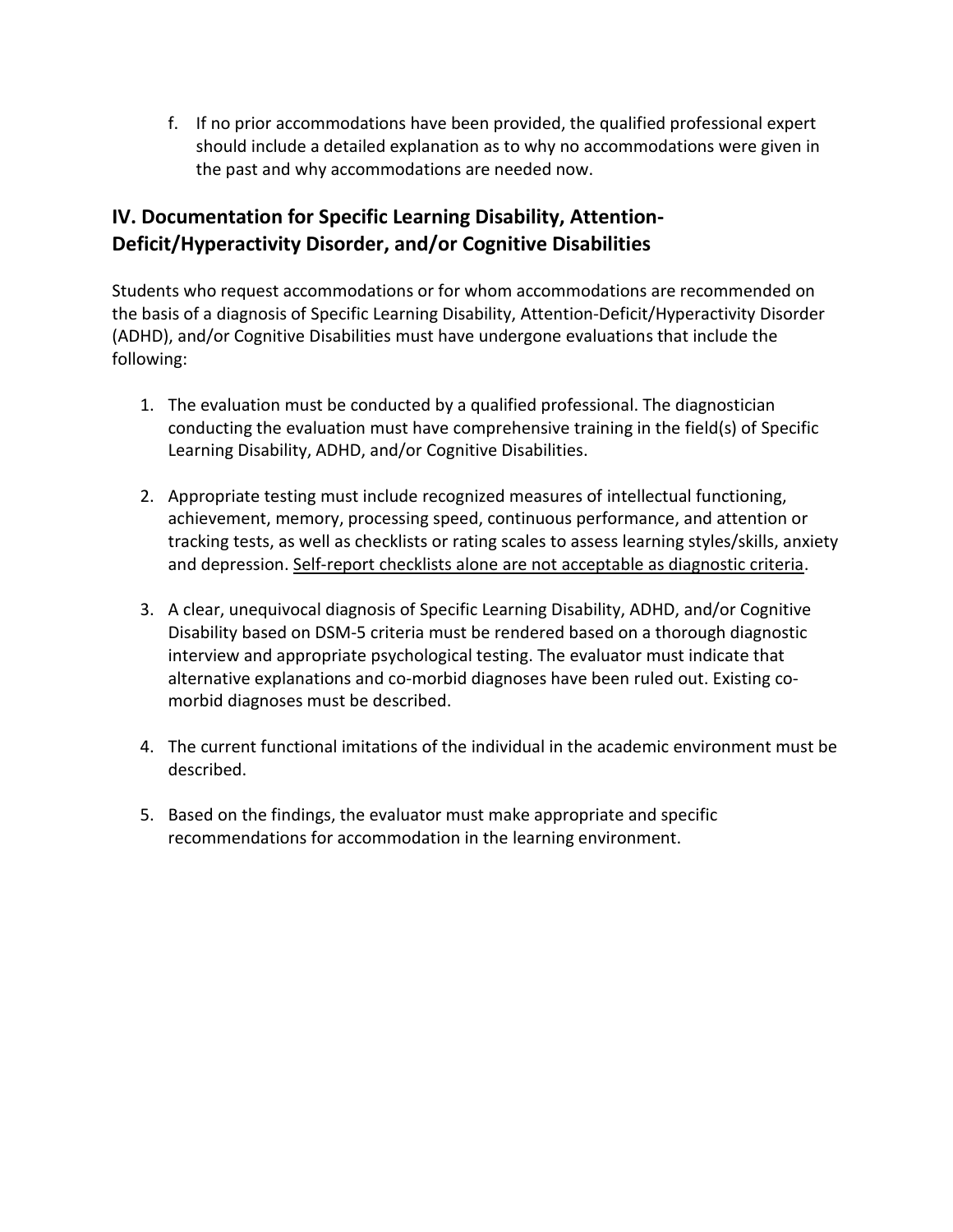f. If no prior accommodations have been provided, the qualified professional expert should include a detailed explanation as to why no accommodations were given in the past and why accommodations are needed now.

## IV. Documentation for Specific Learning Disability, Attention-Deficit/Hyperactivity Disorder, and/or Cognitive Disabilities

Students who request accommodations or for whom accommodations are recommended on the basis of a diagnosis of Specific Learning Disability, Attention-Deficit/Hyperactivity Disorder (ADHD), and/or Cognitive Disabilities must have undergone evaluations that include the following:

1. The evaluation must be conducted by a qualified professional. The diagnostician conducting the evaluation must have comprehensive training in the field(s) of Specific Learning Disability, ADHD, and/or Cognitive Disabilities.

2. Appropriate testing must include recognized measures of intellectual functioning, achievement, memory, processing speed, continuous performance, and attention or tracking tests, as well as checklists or rating scales to assess learning styles/skills, anxiety and depression. <u>Self-report checklists alone are not acceptable as diagnostic criteria</u>.

3. A clear, unequivocal diagnosis of Specific Learning Disability, ADHD, and/or Cognitive Disability based on DSM-5 criteria must be rendered based on a thorough diagnostic interview and appropriate psychological testing. The evaluator must indicate that alternative explanations and co-morbid diagnoses have been ruled out. Existing co-morbid diagnoses must be described.

4. The current functional imitations of the individual in the academic environment must be described.

5. Based on the findings, the evaluator must make appropriate and specific recommendations for accommodation in the learning environment.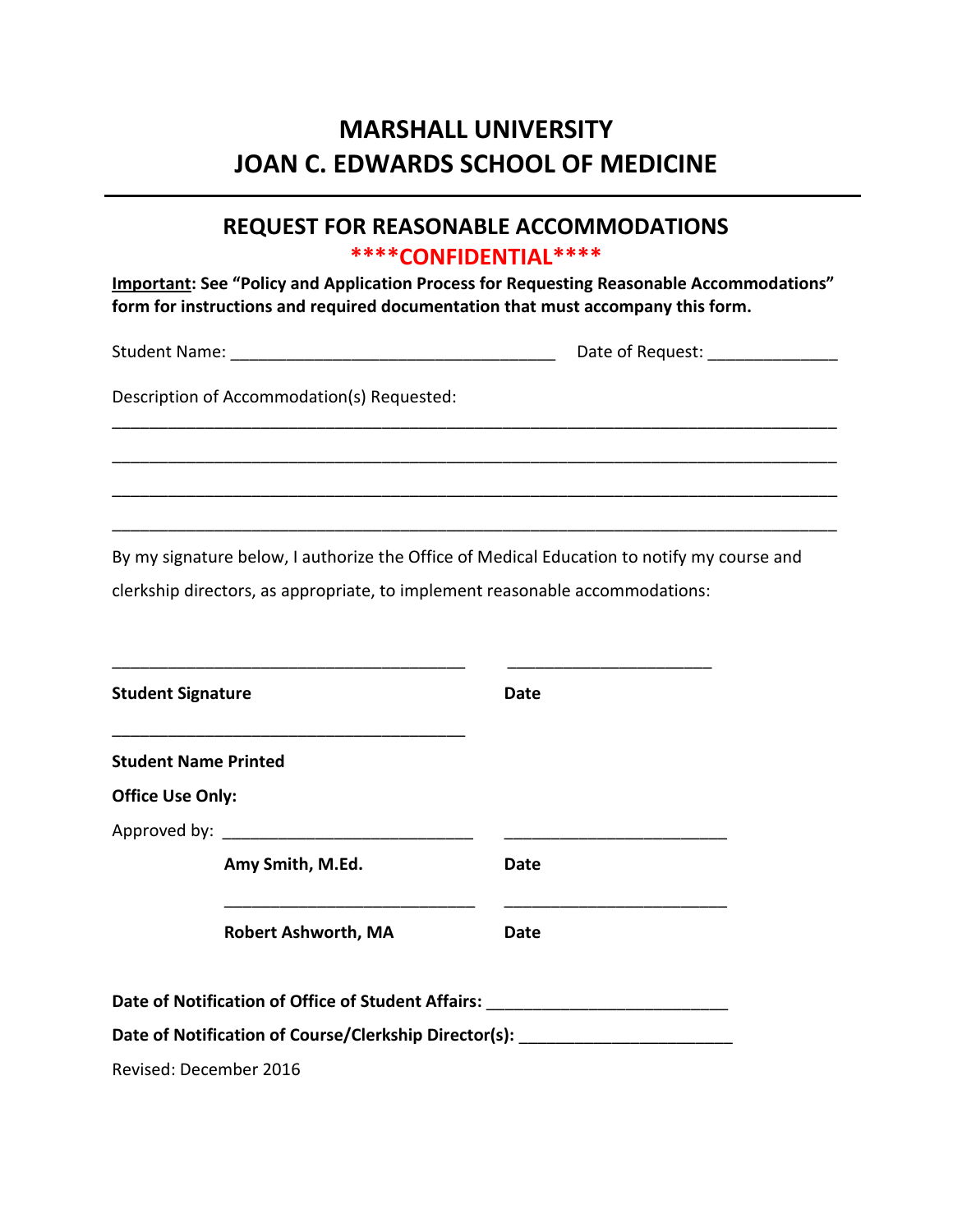# MARSHALL UNIVERSITY
# JOAN C. EDWARDS SCHOOL OF MEDICINE

---

## REQUEST FOR REASONABLE ACCOMMODATIONS

**\*\*\*\*CONFIDENTIAL\*\*\*\***

**Important: See "Policy and Application Process for Requesting Reasonable Accommodations" form for instructions and required documentation that must accompany this form.**

Student Name: ___________________________________ Date of Request: _____________

Description of Accommodation(s) Requested:

_______________________________________________________________________________

_______________________________________________________________________________

_______________________________________________________________________________

_______________________________________________________________________________

By my signature below, I authorize the Office of Medical Education to notify my course and clerkship directors, as appropriate, to implement reasonable accommodations:

_____________________________________ _____________________

**Student Signature** **Date**

_____________________________________

**Student Name Printed**

**Office Use Only:**

Approved by: ___________________________ ________________________

**Amy Smith, M.Ed.** **Date**

___________________________ ________________________

**Robert Ashworth, MA** **Date**

**Date of Notification of Office of Student Affairs:** _________________________

**Date of Notification of Course/Clerkship Director(s):** ______________________

Revised: December 2016